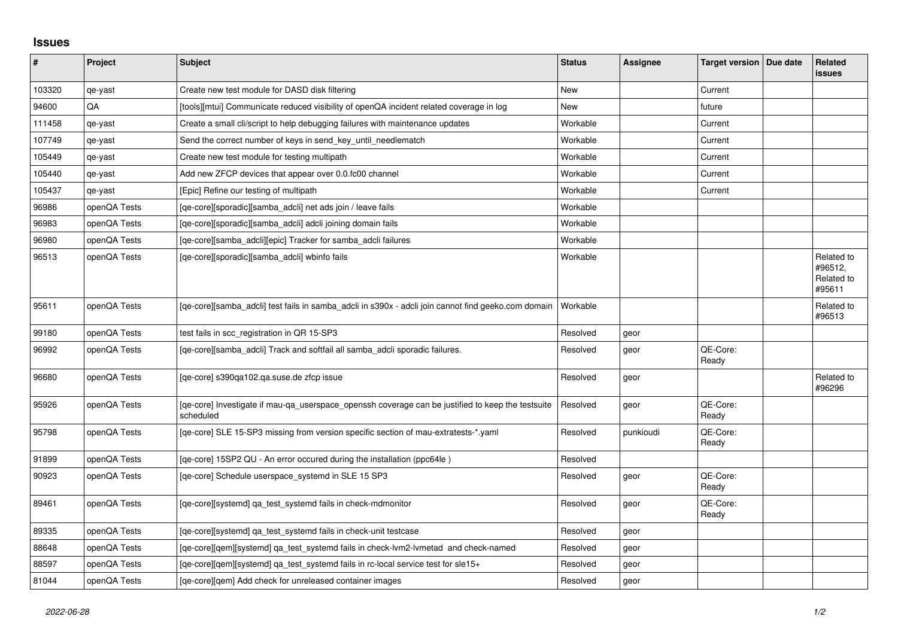# Issues

| # | Project | Subject | Status | Assignee | Target version | Due date | Related issues |
|---|---|---|---|---|---|---|---|
| 103320 | qe-yast | Create new test module for DASD disk filtering | New | | Current | | |
| 94600 | QA | [tools][mtui] Communicate reduced visibility of openQA incident related coverage in log | New | | future | | |
| 111458 | qe-yast | Create a small cli/script to help debugging failures with maintenance updates | Workable | | Current | | |
| 107749 | qe-yast | Send the correct number of keys in send_key_until_needlematch | Workable | | Current | | |
| 105449 | qe-yast | Create new test module for testing multipath | Workable | | Current | | |
| 105440 | qe-yast | Add new ZFCP devices that appear over 0.0.fc00 channel | Workable | | Current | | |
| 105437 | qe-yast | [Epic] Refine our testing of multipath | Workable | | Current | | |
| 96986 | openQA Tests | [qe-core][sporadic][samba_adcli] net ads join / leave fails | Workable | | | | |
| 96983 | openQA Tests | [qe-core][sporadic][samba_adcli] adcli joining domain fails | Workable | | | | |
| 96980 | openQA Tests | [qe-core][samba_adcli][epic] Tracker for samba_adcli failures | Workable | | | | |
| 96513 | openQA Tests | [qe-core][sporadic][samba_adcli] wbinfo fails | Workable | | | | Related to #96512, Related to #95611 |
| 95611 | openQA Tests | [qe-core][samba_adcli] test fails in samba_adcli in s390x - adcli join cannot find geeko.com domain | Workable | | | | Related to #96513 |
| 99180 | openQA Tests | test fails in scc_registration in QR 15-SP3 | Resolved | geor | | | |
| 96992 | openQA Tests | [qe-core][samba_adcli] Track and softfail all samba_adcli sporadic failures. | Resolved | geor | QE-Core: Ready | | |
| 96680 | openQA Tests | [qe-core] s390qa102.qa.suse.de zfcp issue | Resolved | geor | | | Related to #96296 |
| 95926 | openQA Tests | [qe-core] Investigate if mau-qa_userspace_openssh coverage can be justified to keep the testsuite scheduled | Resolved | geor | QE-Core: Ready | | |
| 95798 | openQA Tests | [qe-core] SLE 15-SP3 missing from version specific section of mau-extratests-*.yaml | Resolved | punkioudi | QE-Core: Ready | | |
| 91899 | openQA Tests | [qe-core] 15SP2 QU - An error occured during the installation (ppc64le ) | Resolved | | | | |
| 90923 | openQA Tests | [qe-core] Schedule userspace_systemd in SLE 15 SP3 | Resolved | geor | QE-Core: Ready | | |
| 89461 | openQA Tests | [qe-core][systemd] qa_test_systemd fails in check-mdmonitor | Resolved | geor | QE-Core: Ready | | |
| 89335 | openQA Tests | [qe-core][systemd] qa_test_systemd fails in check-unit testcase | Resolved | geor | | | |
| 88648 | openQA Tests | [qe-core][qem][systemd] qa_test_systemd fails in check-lvm2-lvmetad and check-named | Resolved | geor | | | |
| 88597 | openQA Tests | [qe-core][qem][systemd] qa_test_systemd fails in rc-local service test for sle15+ | Resolved | geor | | | |
| 81044 | openQA Tests | [qe-core][qem] Add check for unreleased container images | Resolved | geor | | | |

*2022-06-28*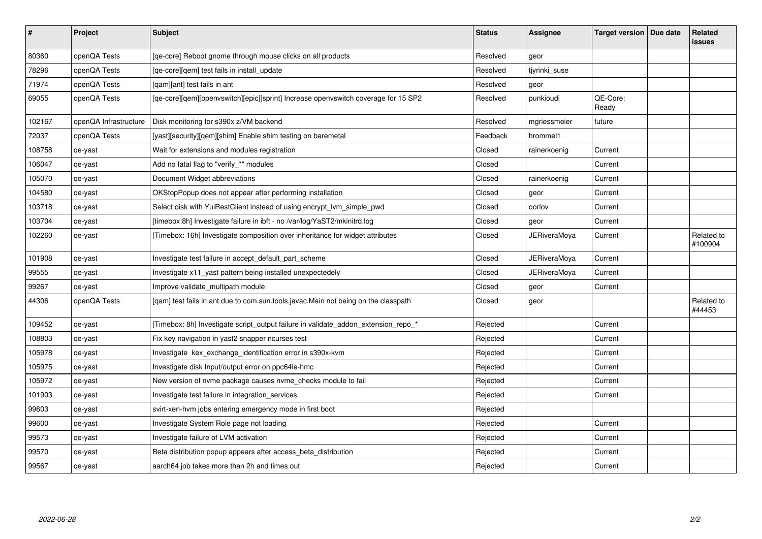| # | Project | Subject | Status | Assignee | Target version | Due date | Related issues |
|---|---|---|---|---|---|---|---|
| 80360 | openQA Tests | [qe-core] Reboot gnome through mouse clicks on all products | Resolved | geor | | | |
| 78296 | openQA Tests | [qe-core][qem] test fails in install_update | Resolved | tjyrinki_suse | | | |
| 71974 | openQA Tests | [qam][ant] test fails in ant | Resolved | geor | | | |
| 69055 | openQA Tests | [qe-core][qem][openvswitch][epic][sprint] Increase openvswitch coverage for 15 SP2 | Resolved | punkioudi | QE-Core: Ready | | |
| 102167 | openQA Infrastructure | Disk monitoring for s390x z/VM backend | Resolved | mgriessmeier | future | | |
| 72037 | openQA Tests | [yast][security][qem][shim] Enable shim testing on baremetal | Feedback | hrommel1 | | | |
| 108758 | qe-yast | Wait for extensions and modules registration | Closed | rainerkoenig | Current | | |
| 106047 | qe-yast | Add no fatal flag to "verify_*" modules | Closed | | Current | | |
| 105070 | qe-yast | Document Widget abbreviations | Closed | rainerkoenig | Current | | |
| 104580 | qe-yast | OKStopPopup does not appear after performing installation | Closed | geor | Current | | |
| 103718 | qe-yast | Select disk with YuiRestClient instead of using encrypt_lvm_simple_pwd | Closed | oorlov | Current | | |
| 103704 | qe-yast | [timebox:8h] Investigate failure in ibft - no /var/log/YaST2/mkinitrd.log | Closed | geor | Current | | |
| 102260 | qe-yast | [Timebox: 16h] Investigate composition over inheritance for widget attributes | Closed | JERiveraMoya | Current | | Related to #100904 |
| 101908 | qe-yast | Investigate test failure in accept_default_part_scheme | Closed | JERiveraMoya | Current | | |
| 99555 | qe-yast | Investigate x11_yast pattern being installed unexpectedely | Closed | JERiveraMoya | Current | | |
| 99267 | qe-yast | Improve validate_multipath module | Closed | geor | Current | | |
| 44306 | openQA Tests | [qam] test fails in ant due to com.sun.tools.javac.Main not being on the classpath | Closed | geor | | | Related to #44453 |
| 109452 | qe-yast | [Timebox: 8h] Investigate script_output failure in validate_addon_extension_repo_* | Rejected | | Current | | |
| 108803 | qe-yast | Fix key navigation in yast2 snapper ncurses test | Rejected | | Current | | |
| 105978 | qe-yast | Investigate kex_exchange_identification error in s390x-kvm | Rejected | | Current | | |
| 105975 | qe-yast | Investigate disk Input/output error on ppc64le-hmc | Rejected | | Current | | |
| 105972 | qe-yast | New version of nvme package causes nvme_checks module to fail | Rejected | | Current | | |
| 101903 | qe-yast | Investigate test failure in integration_services | Rejected | | Current | | |
| 99603 | qe-yast | svirt-xen-hvm jobs entering emergency mode in first boot | Rejected | | | | |
| 99600 | qe-yast | Investigate System Role page not loading | Rejected | | Current | | |
| 99573 | qe-yast | Investigate failure of LVM activation | Rejected | | Current | | |
| 99570 | qe-yast | Beta distribution popup appears after access_beta_distribution | Rejected | | Current | | |
| 99567 | qe-yast | aarch64 job takes more than 2h and times out | Rejected | | Current | | |